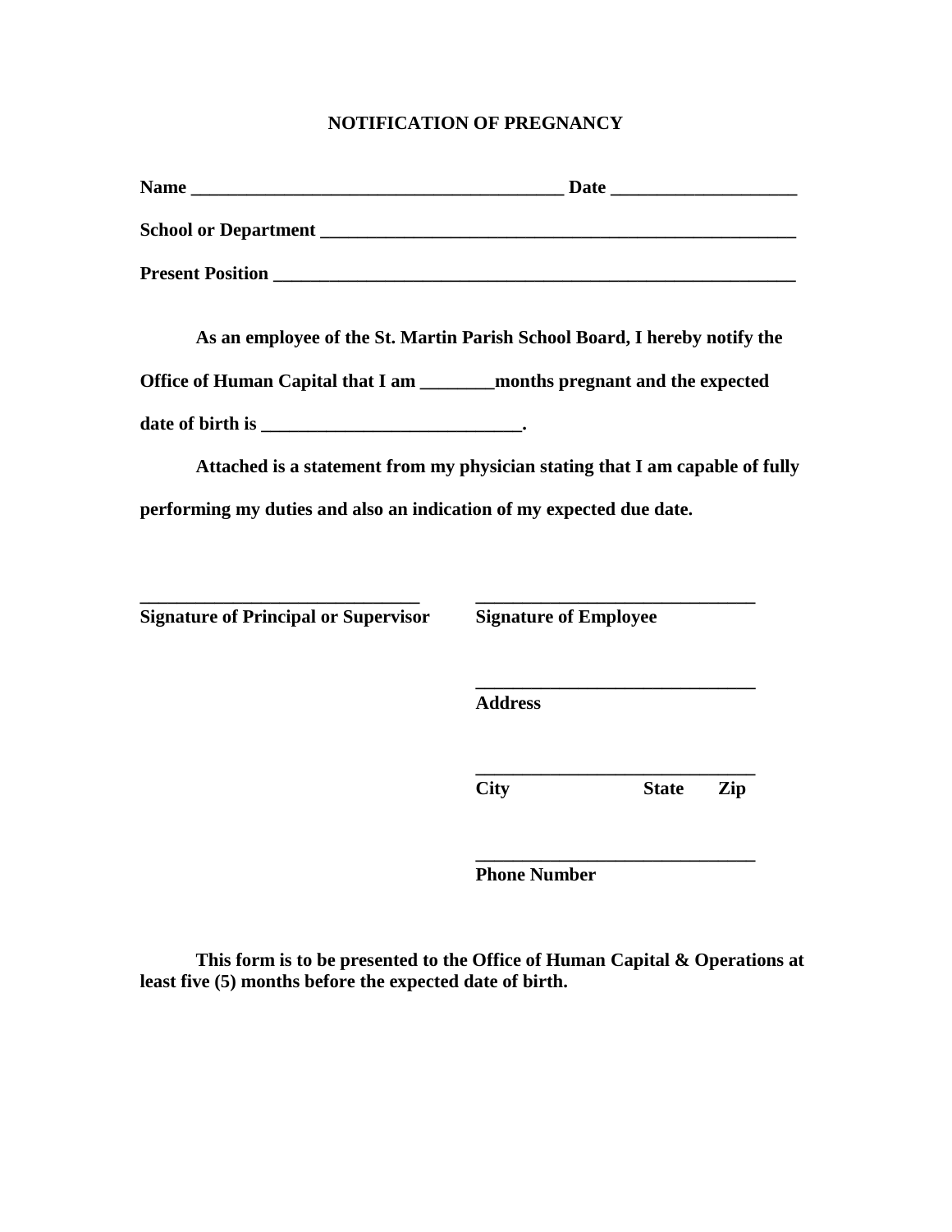# NOTIFICATION OF PREGNANCY

**Name ________________________________________ Date ____________________**

**School or Department ____________________________________________________**

**Present Position _______________________________________________________**

**As an employee of the St. Martin Parish School Board, I hereby notify the Office of Human Capital that I am ________months pregnant and the expected date of birth is ___________________________.**

**Attached is a statement from my physician stating that I am capable of fully performing my duties and also an indication of my expected due date.**

| ______________________________ | ______________________________ |
|---|---|
| **Signature of Principal or Supervisor** | **Signature of Employee** |
| | ______________________________ |
| | **Address** |
| | ______________________________ |
| | **City State Zip** |
| | ______________________________ |
| | **Phone Number** |

**This form is to be presented to the Office of Human Capital & Operations at least five (5) months before the expected date of birth.**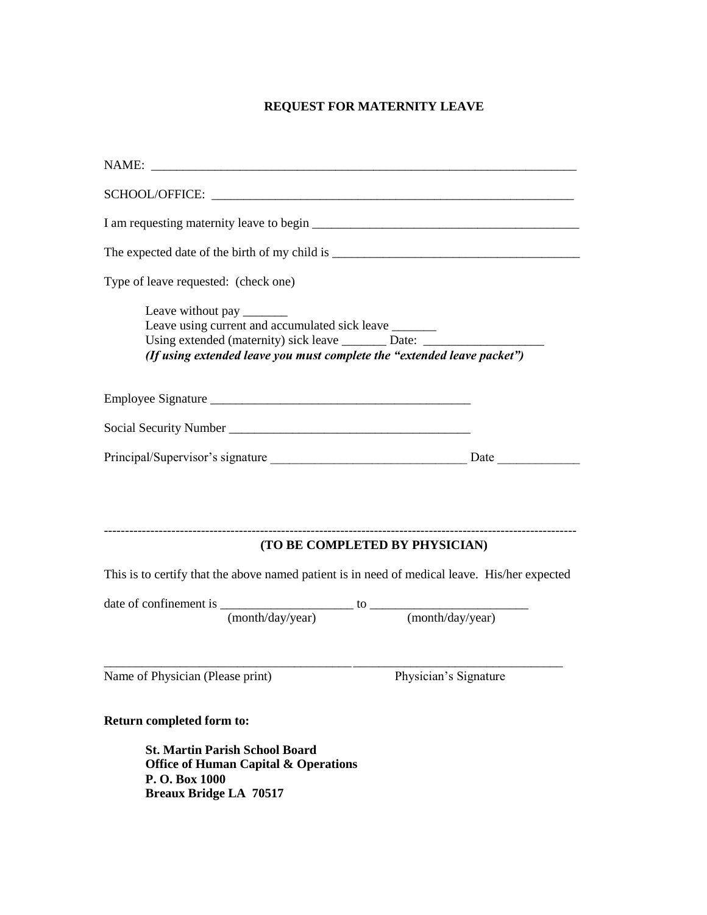# REQUEST FOR MATERNITY LEAVE

NAME: ______________________________________________________________________

SCHOOL/OFFICE: ___________________________________________________________

I am requesting maternity leave to begin ___________________________________________

The expected date of the birth of my child is _______________________________________

Type of leave requested: (check one)

Leave without pay _______
Leave using current and accumulated sick leave _______
Using extended (maternity) sick leave _______ Date: ___________________
***(If using extended leave you must complete the "extended leave packet")***

Employee Signature __________________________________________

Social Security Number ______________________________________

Principal/Supervisor's signature ______________________________ Date _____________

---

**(TO BE COMPLETED BY PHYSICIAN)**

This is to certify that the above named patient is in need of medical leave. His/her expected

date of confinement is _____________________ to _________________________
(month/day/year) (month/day/year)

_______________________________________ _________________________________
Name of Physician (Please print) Physician's Signature

**Return completed form to:**

**St. Martin Parish School Board**
**Office of Human Capital & Operations**
**P. O. Box 1000**
**Breaux Bridge LA 70517**